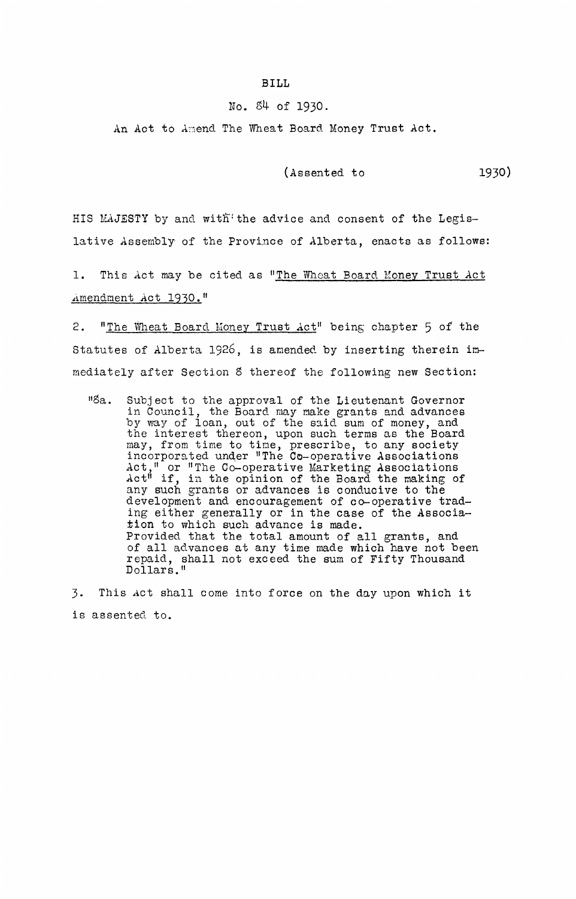# BILL

## No. 84 of 1930.

### An Act to Amend The Wheat Board Money Trust Act.

(Assented to 1930)

HIS MAJESTY by and with the advice and consent of the Legislative Assembly of the Province of Alberta, enacts as follows:

1. This Act may be cited as "The Wheat Board Money Trust Act Amendment Act 1930."

2. "The Wheat Board Money Trust Act" being chapter 5 of the Statutes of Alberta 1926, is amended by inserting therein immediately after Section 8 thereof the following new Section:

> "8a. Subject to the approval of the Lieutenant Governor in Council, the Board may make grants and advances by way of loan, out of the said sum of money, and the interest thereon, upon such terms as the Board may, from time to time, prescribe, to any society incorporated under "The Co-operative Associations Act," or "The Co-operative Marketing Associations Act" if, in the opinion of the Board the making of any such grants or advances is conducive to the development and encouragement of co-operative trading either generally or in the case of the Association to which such advance is made.
> Provided that the total amount of all grants, and of all advances at any time made which have not been repaid, shall not exceed the sum of Fifty Thousand Dollars."

3. This Act shall come into force on the day upon which it is assented to.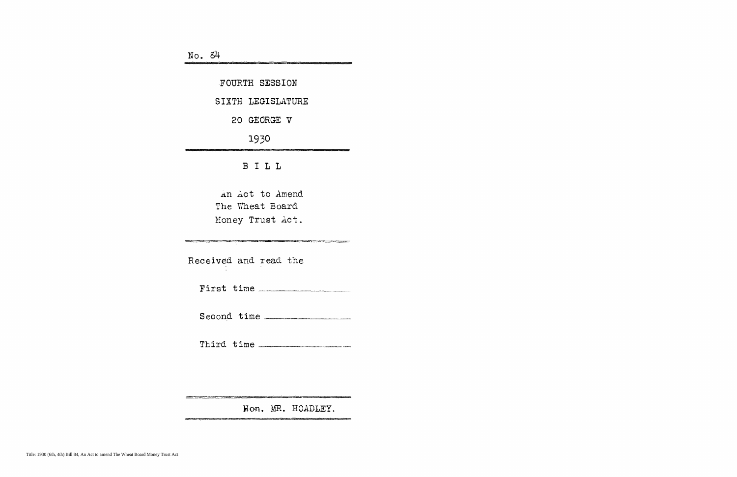No. 84

FOURTH SESSION

SIXTH LEGISLATURE

20 GEORGE V

1930

# BILL

An Act to Amend The Wheat Board Money Trust Act.

Received and read the

First time

Second time

Third time

Hon. MR. HOADLEY.